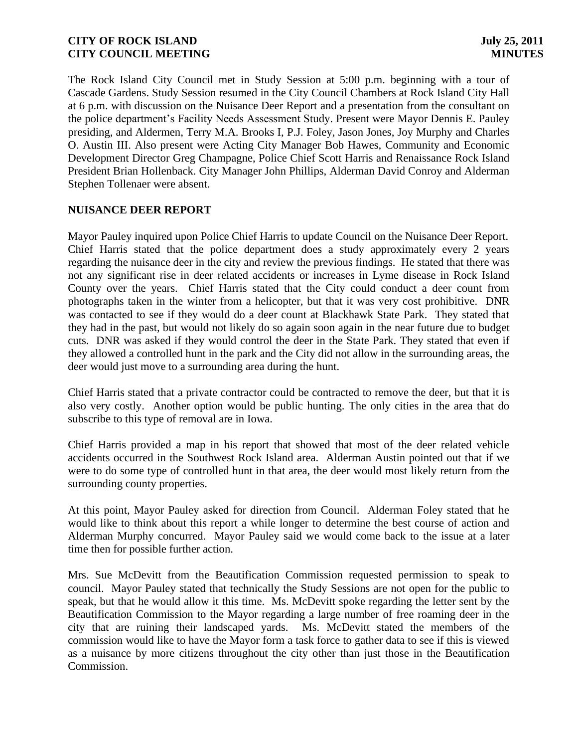The Rock Island City Council met in Study Session at 5:00 p.m. beginning with a tour of Cascade Gardens. Study Session resumed in the City Council Chambers at Rock Island City Hall at 6 p.m. with discussion on the Nuisance Deer Report and a presentation from the consultant on the police department's Facility Needs Assessment Study. Present were Mayor Dennis E. Pauley presiding, and Aldermen, Terry M.A. Brooks I, P.J. Foley, Jason Jones, Joy Murphy and Charles O. Austin III. Also present were Acting City Manager Bob Hawes, Community and Economic Development Director Greg Champagne, Police Chief Scott Harris and Renaissance Rock Island President Brian Hollenback. City Manager John Phillips, Alderman David Conroy and Alderman Stephen Tollenaer were absent.

## NUISANCE DEER REPORT

Mayor Pauley inquired upon Police Chief Harris to update Council on the Nuisance Deer Report. Chief Harris stated that the police department does a study approximately every 2 years regarding the nuisance deer in the city and review the previous findings. He stated that there was not any significant rise in deer related accidents or increases in Lyme disease in Rock Island County over the years. Chief Harris stated that the City could conduct a deer count from photographs taken in the winter from a helicopter, but that it was very cost prohibitive. DNR was contacted to see if they would do a deer count at Blackhawk State Park. They stated that they had in the past, but would not likely do so again soon again in the near future due to budget cuts. DNR was asked if they would control the deer in the State Park. They stated that even if they allowed a controlled hunt in the park and the City did not allow in the surrounding areas, the deer would just move to a surrounding area during the hunt.

Chief Harris stated that a private contractor could be contracted to remove the deer, but that it is also very costly. Another option would be public hunting. The only cities in the area that do subscribe to this type of removal are in Iowa.

Chief Harris provided a map in his report that showed that most of the deer related vehicle accidents occurred in the Southwest Rock Island area. Alderman Austin pointed out that if we were to do some type of controlled hunt in that area, the deer would most likely return from the surrounding county properties.

At this point, Mayor Pauley asked for direction from Council. Alderman Foley stated that he would like to think about this report a while longer to determine the best course of action and Alderman Murphy concurred. Mayor Pauley said we would come back to the issue at a later time then for possible further action.

Mrs. Sue McDevitt from the Beautification Commission requested permission to speak to council. Mayor Pauley stated that technically the Study Sessions are not open for the public to speak, but that he would allow it this time. Ms. McDevitt spoke regarding the letter sent by the Beautification Commission to the Mayor regarding a large number of free roaming deer in the city that are ruining their landscaped yards. Ms. McDevitt stated the members of the commission would like to have the Mayor form a task force to gather data to see if this is viewed as a nuisance by more citizens throughout the city other than just those in the Beautification Commission.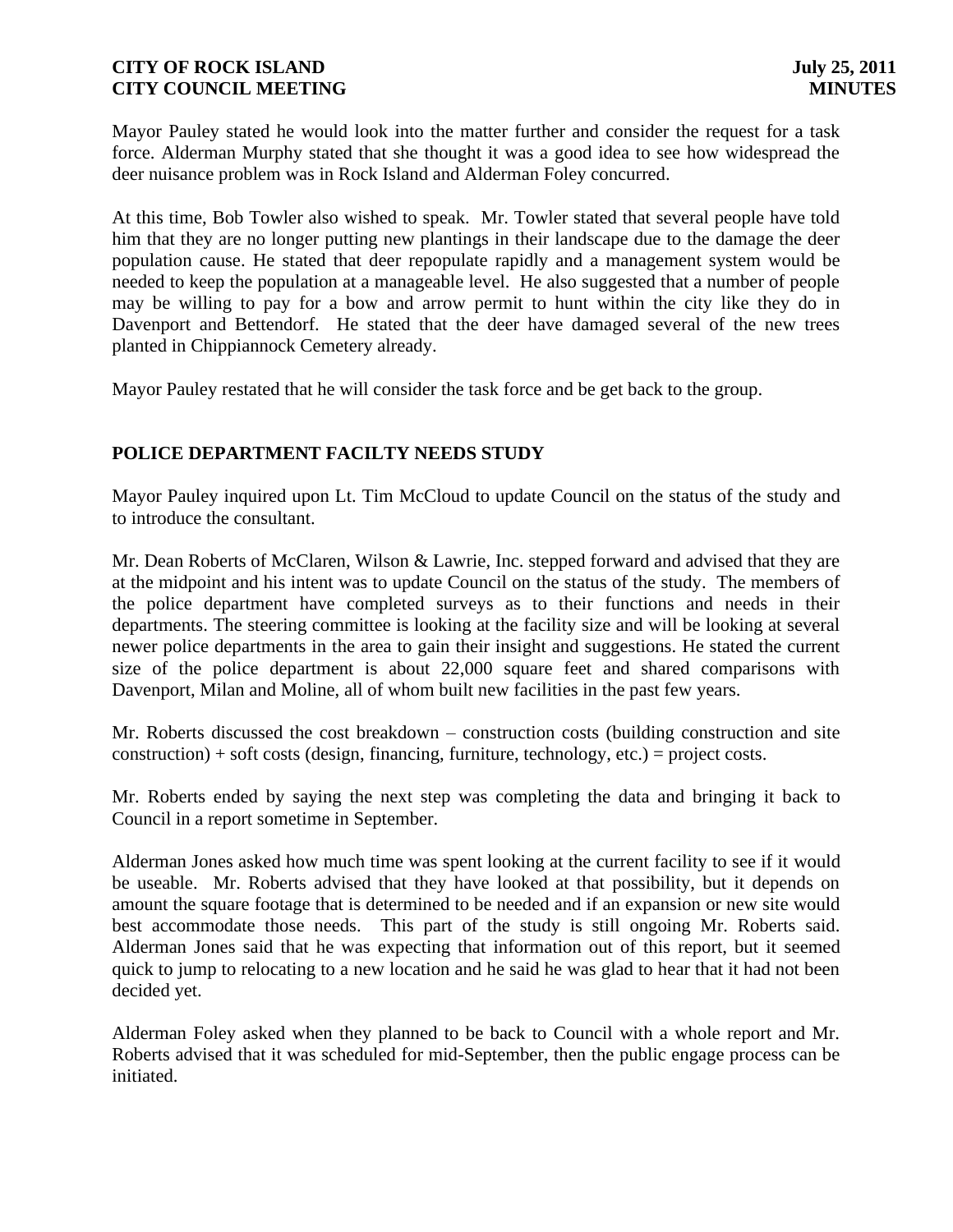Mayor Pauley stated he would look into the matter further and consider the request for a task force. Alderman Murphy stated that she thought it was a good idea to see how widespread the deer nuisance problem was in Rock Island and Alderman Foley concurred.

At this time, Bob Towler also wished to speak. Mr. Towler stated that several people have told him that they are no longer putting new plantings in their landscape due to the damage the deer population cause. He stated that deer repopulate rapidly and a management system would be needed to keep the population at a manageable level. He also suggested that a number of people may be willing to pay for a bow and arrow permit to hunt within the city like they do in Davenport and Bettendorf. He stated that the deer have damaged several of the new trees planted in Chippiannock Cemetery already.

Mayor Pauley restated that he will consider the task force and be get back to the group.

## POLICE DEPARTMENT FACILTY NEEDS STUDY

Mayor Pauley inquired upon Lt. Tim McCloud to update Council on the status of the study and to introduce the consultant.

Mr. Dean Roberts of McClaren, Wilson & Lawrie, Inc. stepped forward and advised that they are at the midpoint and his intent was to update Council on the status of the study. The members of the police department have completed surveys as to their functions and needs in their departments. The steering committee is looking at the facility size and will be looking at several newer police departments in the area to gain their insight and suggestions. He stated the current size of the police department is about 22,000 square feet and shared comparisons with Davenport, Milan and Moline, all of whom built new facilities in the past few years.

Mr. Roberts discussed the cost breakdown – construction costs (building construction and site construction) + soft costs (design, financing, furniture, technology, etc.) = project costs.

Mr. Roberts ended by saying the next step was completing the data and bringing it back to Council in a report sometime in September.

Alderman Jones asked how much time was spent looking at the current facility to see if it would be useable. Mr. Roberts advised that they have looked at that possibility, but it depends on amount the square footage that is determined to be needed and if an expansion or new site would best accommodate those needs. This part of the study is still ongoing Mr. Roberts said. Alderman Jones said that he was expecting that information out of this report, but it seemed quick to jump to relocating to a new location and he said he was glad to hear that it had not been decided yet.

Alderman Foley asked when they planned to be back to Council with a whole report and Mr. Roberts advised that it was scheduled for mid-September, then the public engage process can be initiated.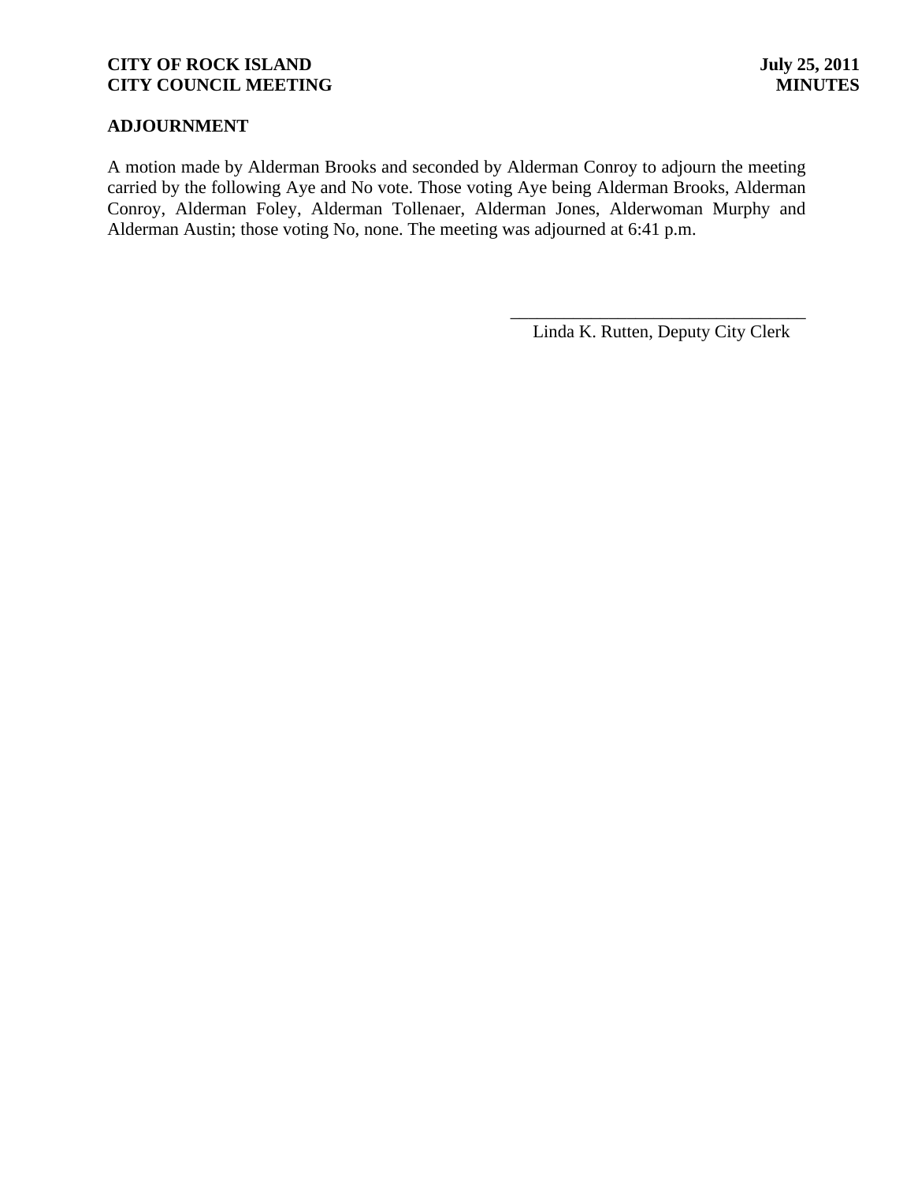## ADJOURNMENT

A motion made by Alderman Brooks and seconded by Alderman Conroy to adjourn the meeting carried by the following Aye and No vote. Those voting Aye being Alderman Brooks, Alderman Conroy, Alderman Foley, Alderman Tollenaer, Alderman Jones, Alderwoman Murphy and Alderman Austin; those voting No, none. The meeting was adjourned at 6:41 p.m.

_________________________________

Linda K. Rutten, Deputy City Clerk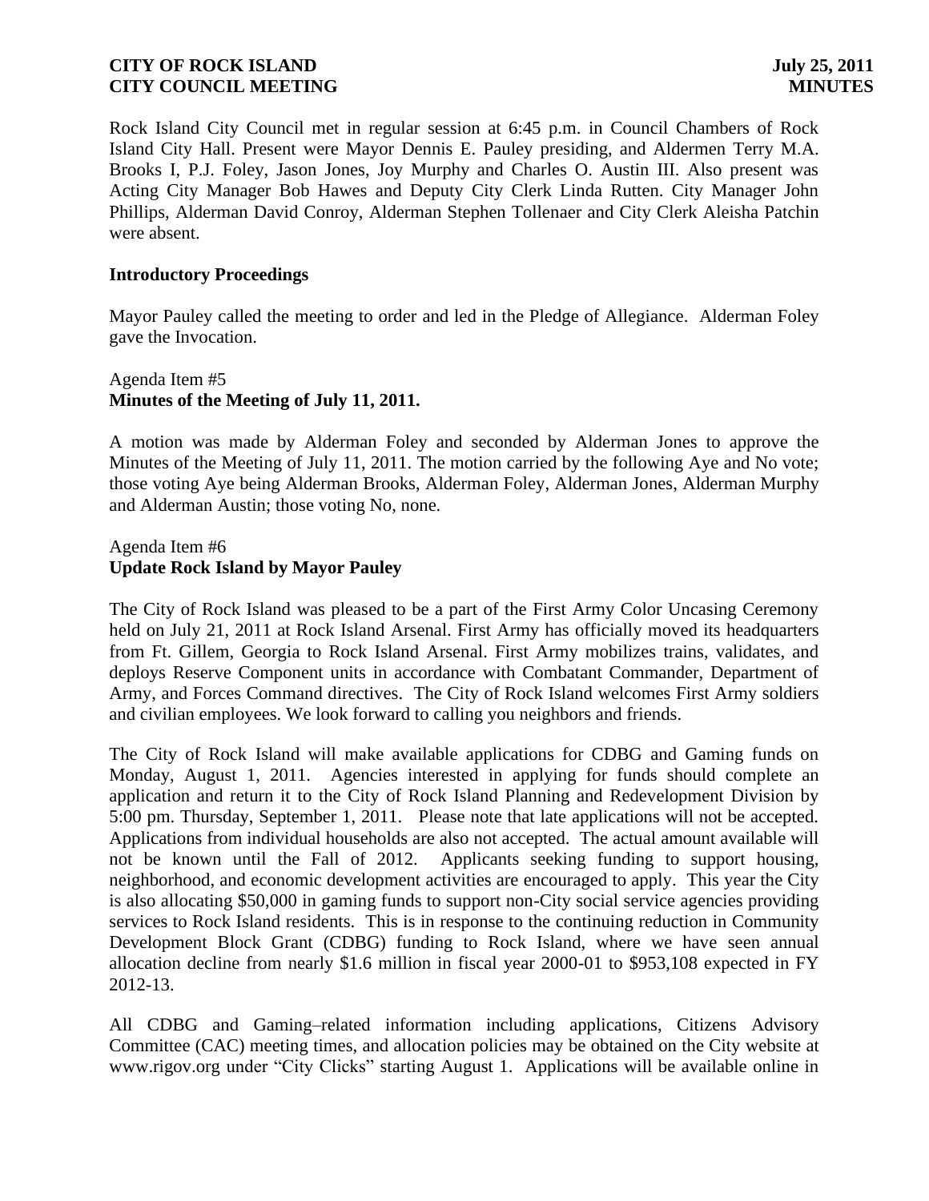Rock Island City Council met in regular session at 6:45 p.m. in Council Chambers of Rock Island City Hall. Present were Mayor Dennis E. Pauley presiding, and Aldermen Terry M.A. Brooks I, P.J. Foley, Jason Jones, Joy Murphy and Charles O. Austin III. Also present was Acting City Manager Bob Hawes and Deputy City Clerk Linda Rutten. City Manager John Phillips, Alderman David Conroy, Alderman Stephen Tollenaer and City Clerk Aleisha Patchin were absent.

**Introductory Proceedings**

Mayor Pauley called the meeting to order and led in the Pledge of Allegiance. Alderman Foley gave the Invocation.

Agenda Item #5
**Minutes of the Meeting of July 11, 2011.**

A motion was made by Alderman Foley and seconded by Alderman Jones to approve the Minutes of the Meeting of July 11, 2011. The motion carried by the following Aye and No vote; those voting Aye being Alderman Brooks, Alderman Foley, Alderman Jones, Alderman Murphy and Alderman Austin; those voting No, none.

Agenda Item #6
**Update Rock Island by Mayor Pauley**

The City of Rock Island was pleased to be a part of the First Army Color Uncasing Ceremony held on July 21, 2011 at Rock Island Arsenal. First Army has officially moved its headquarters from Ft. Gillem, Georgia to Rock Island Arsenal. First Army mobilizes trains, validates, and deploys Reserve Component units in accordance with Combatant Commander, Department of Army, and Forces Command directives. The City of Rock Island welcomes First Army soldiers and civilian employees. We look forward to calling you neighbors and friends.

The City of Rock Island will make available applications for CDBG and Gaming funds on Monday, August 1, 2011. Agencies interested in applying for funds should complete an application and return it to the City of Rock Island Planning and Redevelopment Division by 5:00 pm. Thursday, September 1, 2011. Please note that late applications will not be accepted. Applications from individual households are also not accepted. The actual amount available will not be known until the Fall of 2012. Applicants seeking funding to support housing, neighborhood, and economic development activities are encouraged to apply. This year the City is also allocating $50,000 in gaming funds to support non-City social service agencies providing services to Rock Island residents. This is in response to the continuing reduction in Community Development Block Grant (CDBG) funding to Rock Island, where we have seen annual allocation decline from nearly $1.6 million in fiscal year 2000-01 to $953,108 expected in FY 2012-13.

All CDBG and Gaming–related information including applications, Citizens Advisory Committee (CAC) meeting times, and allocation policies may be obtained on the City website at www.rigov.org under "City Clicks" starting August 1. Applications will be available online in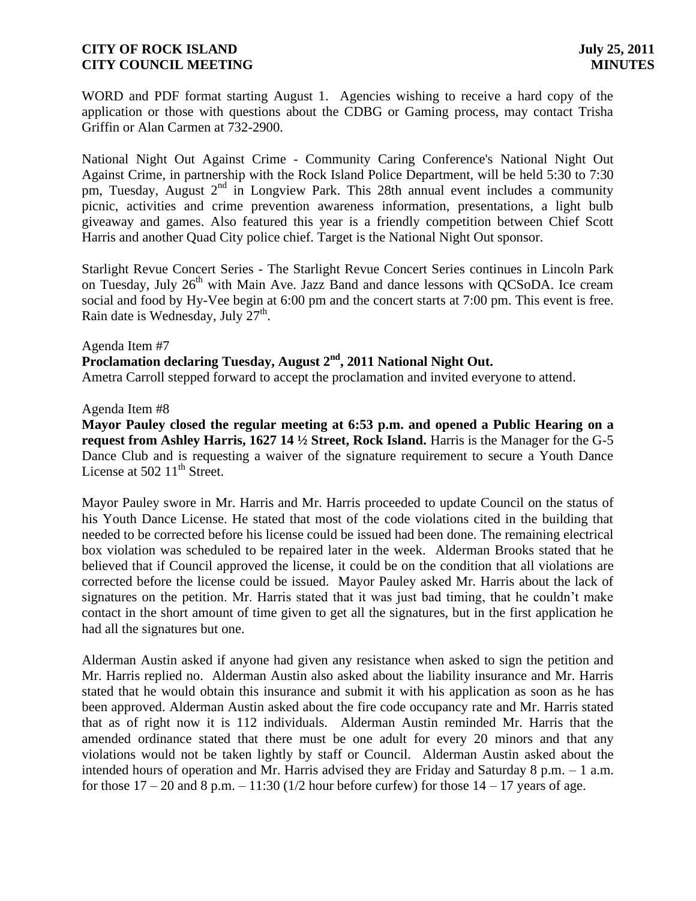WORD and PDF format starting August 1. Agencies wishing to receive a hard copy of the application or those with questions about the CDBG or Gaming process, may contact Trisha Griffin or Alan Carmen at 732-2900.

National Night Out Against Crime - Community Caring Conference's National Night Out Against Crime, in partnership with the Rock Island Police Department, will be held 5:30 to 7:30 pm, Tuesday, August 2nd in Longview Park. This 28th annual event includes a community picnic, activities and crime prevention awareness information, presentations, a light bulb giveaway and games. Also featured this year is a friendly competition between Chief Scott Harris and another Quad City police chief. Target is the National Night Out sponsor.

Starlight Revue Concert Series - The Starlight Revue Concert Series continues in Lincoln Park on Tuesday, July 26th with Main Ave. Jazz Band and dance lessons with QCSoDA. Ice cream social and food by Hy-Vee begin at 6:00 pm and the concert starts at 7:00 pm. This event is free. Rain date is Wednesday, July 27th.

Agenda Item #7

**Proclamation declaring Tuesday, August 2nd, 2011 National Night Out.**

Ametra Carroll stepped forward to accept the proclamation and invited everyone to attend.

Agenda Item #8

**Mayor Pauley closed the regular meeting at 6:53 p.m. and opened a Public Hearing on a request from Ashley Harris, 1627 14 ½ Street, Rock Island.** Harris is the Manager for the G-5 Dance Club and is requesting a waiver of the signature requirement to secure a Youth Dance License at 502 11th Street.

Mayor Pauley swore in Mr. Harris and Mr. Harris proceeded to update Council on the status of his Youth Dance License. He stated that most of the code violations cited in the building that needed to be corrected before his license could be issued had been done. The remaining electrical box violation was scheduled to be repaired later in the week. Alderman Brooks stated that he believed that if Council approved the license, it could be on the condition that all violations are corrected before the license could be issued. Mayor Pauley asked Mr. Harris about the lack of signatures on the petition. Mr. Harris stated that it was just bad timing, that he couldn't make contact in the short amount of time given to get all the signatures, but in the first application he had all the signatures but one.

Alderman Austin asked if anyone had given any resistance when asked to sign the petition and Mr. Harris replied no. Alderman Austin also asked about the liability insurance and Mr. Harris stated that he would obtain this insurance and submit it with his application as soon as he has been approved. Alderman Austin asked about the fire code occupancy rate and Mr. Harris stated that as of right now it is 112 individuals. Alderman Austin reminded Mr. Harris that the amended ordinance stated that there must be one adult for every 20 minors and that any violations would not be taken lightly by staff or Council. Alderman Austin asked about the intended hours of operation and Mr. Harris advised they are Friday and Saturday 8 p.m. – 1 a.m. for those 17 – 20 and 8 p.m. – 11:30 (1/2 hour before curfew) for those 14 – 17 years of age.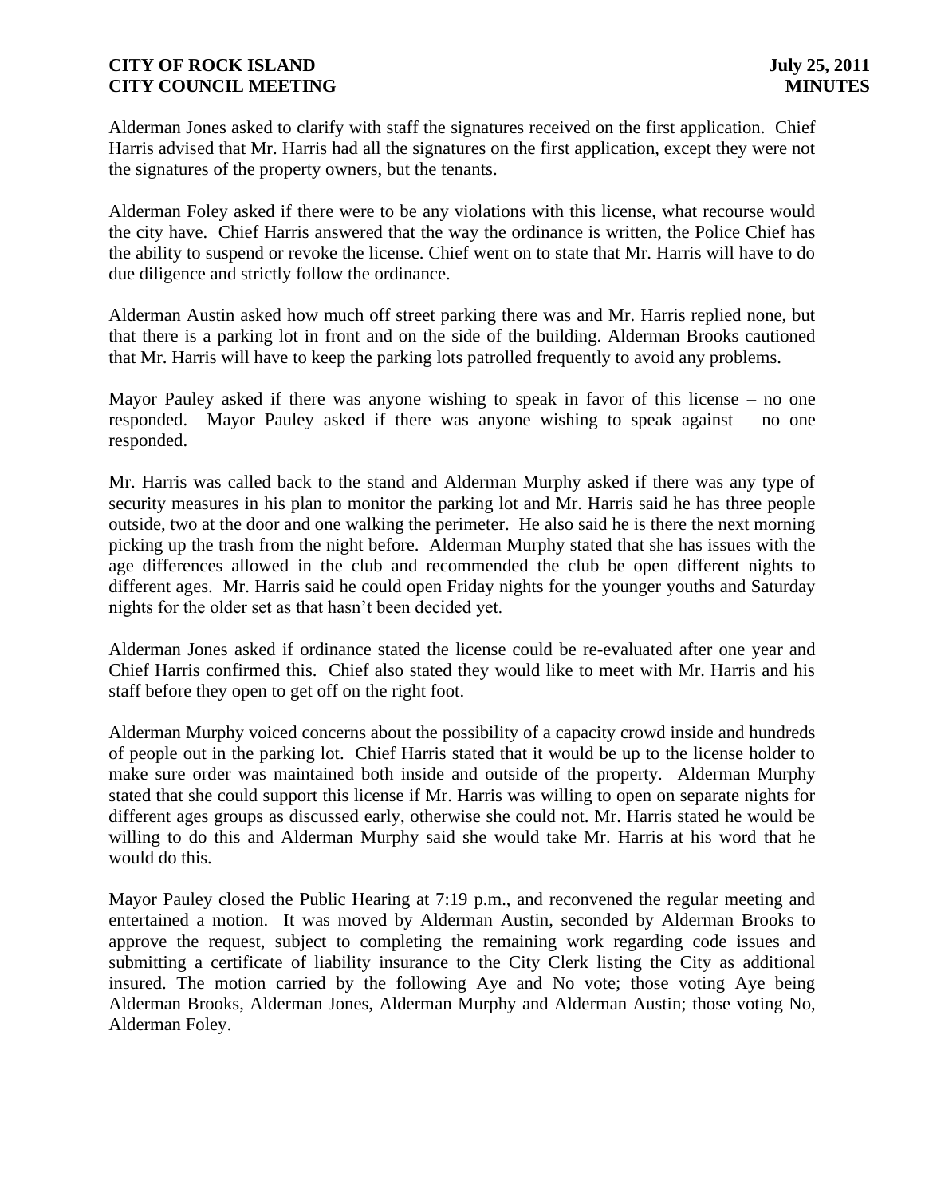Alderman Jones asked to clarify with staff the signatures received on the first application. Chief Harris advised that Mr. Harris had all the signatures on the first application, except they were not the signatures of the property owners, but the tenants.

Alderman Foley asked if there were to be any violations with this license, what recourse would the city have. Chief Harris answered that the way the ordinance is written, the Police Chief has the ability to suspend or revoke the license. Chief went on to state that Mr. Harris will have to do due diligence and strictly follow the ordinance.

Alderman Austin asked how much off street parking there was and Mr. Harris replied none, but that there is a parking lot in front and on the side of the building. Alderman Brooks cautioned that Mr. Harris will have to keep the parking lots patrolled frequently to avoid any problems.

Mayor Pauley asked if there was anyone wishing to speak in favor of this license – no one responded. Mayor Pauley asked if there was anyone wishing to speak against – no one responded.

Mr. Harris was called back to the stand and Alderman Murphy asked if there was any type of security measures in his plan to monitor the parking lot and Mr. Harris said he has three people outside, two at the door and one walking the perimeter. He also said he is there the next morning picking up the trash from the night before. Alderman Murphy stated that she has issues with the age differences allowed in the club and recommended the club be open different nights to different ages. Mr. Harris said he could open Friday nights for the younger youths and Saturday nights for the older set as that hasn't been decided yet.

Alderman Jones asked if ordinance stated the license could be re-evaluated after one year and Chief Harris confirmed this. Chief also stated they would like to meet with Mr. Harris and his staff before they open to get off on the right foot.

Alderman Murphy voiced concerns about the possibility of a capacity crowd inside and hundreds of people out in the parking lot. Chief Harris stated that it would be up to the license holder to make sure order was maintained both inside and outside of the property. Alderman Murphy stated that she could support this license if Mr. Harris was willing to open on separate nights for different ages groups as discussed early, otherwise she could not. Mr. Harris stated he would be willing to do this and Alderman Murphy said she would take Mr. Harris at his word that he would do this.

Mayor Pauley closed the Public Hearing at 7:19 p.m., and reconvened the regular meeting and entertained a motion. It was moved by Alderman Austin, seconded by Alderman Brooks to approve the request, subject to completing the remaining work regarding code issues and submitting a certificate of liability insurance to the City Clerk listing the City as additional insured. The motion carried by the following Aye and No vote; those voting Aye being Alderman Brooks, Alderman Jones, Alderman Murphy and Alderman Austin; those voting No, Alderman Foley.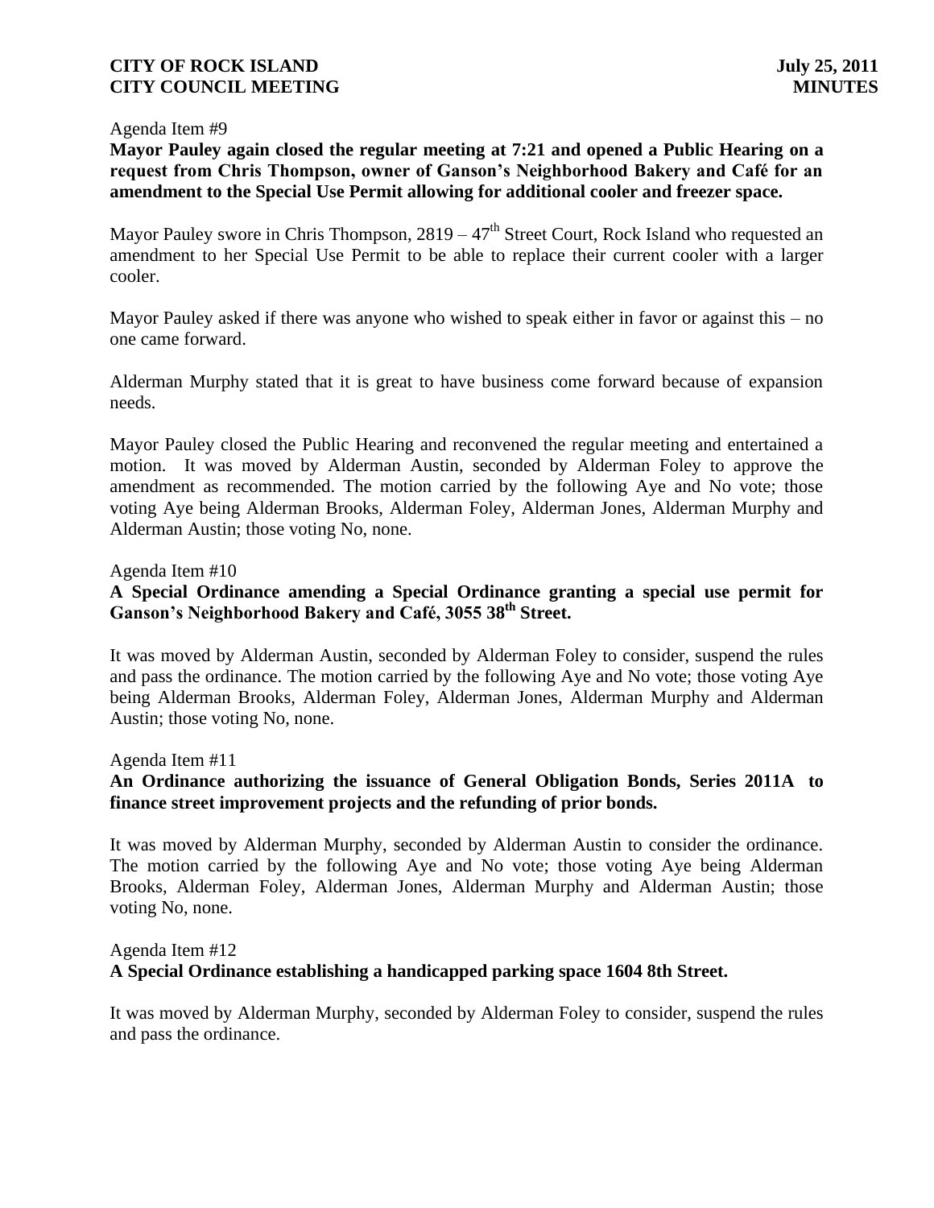Agenda Item #9

**Mayor Pauley again closed the regular meeting at 7:21 and opened a Public Hearing on a request from Chris Thompson, owner of Ganson's Neighborhood Bakery and Café for an amendment to the Special Use Permit allowing for additional cooler and freezer space.**

Mayor Pauley swore in Chris Thompson, 2819 – 47th Street Court, Rock Island who requested an amendment to her Special Use Permit to be able to replace their current cooler with a larger cooler.

Mayor Pauley asked if there was anyone who wished to speak either in favor or against this – no one came forward.

Alderman Murphy stated that it is great to have business come forward because of expansion needs.

Mayor Pauley closed the Public Hearing and reconvened the regular meeting and entertained a motion. It was moved by Alderman Austin, seconded by Alderman Foley to approve the amendment as recommended. The motion carried by the following Aye and No vote; those voting Aye being Alderman Brooks, Alderman Foley, Alderman Jones, Alderman Murphy and Alderman Austin; those voting No, none.

Agenda Item #10

**A Special Ordinance amending a Special Ordinance granting a special use permit for Ganson's Neighborhood Bakery and Café, 3055 38th Street.**

It was moved by Alderman Austin, seconded by Alderman Foley to consider, suspend the rules and pass the ordinance. The motion carried by the following Aye and No vote; those voting Aye being Alderman Brooks, Alderman Foley, Alderman Jones, Alderman Murphy and Alderman Austin; those voting No, none.

Agenda Item #11

**An Ordinance authorizing the issuance of General Obligation Bonds, Series 2011A to finance street improvement projects and the refunding of prior bonds.**

It was moved by Alderman Murphy, seconded by Alderman Austin to consider the ordinance. The motion carried by the following Aye and No vote; those voting Aye being Alderman Brooks, Alderman Foley, Alderman Jones, Alderman Murphy and Alderman Austin; those voting No, none.

Agenda Item #12

**A Special Ordinance establishing a handicapped parking space 1604 8th Street.**

It was moved by Alderman Murphy, seconded by Alderman Foley to consider, suspend the rules and pass the ordinance.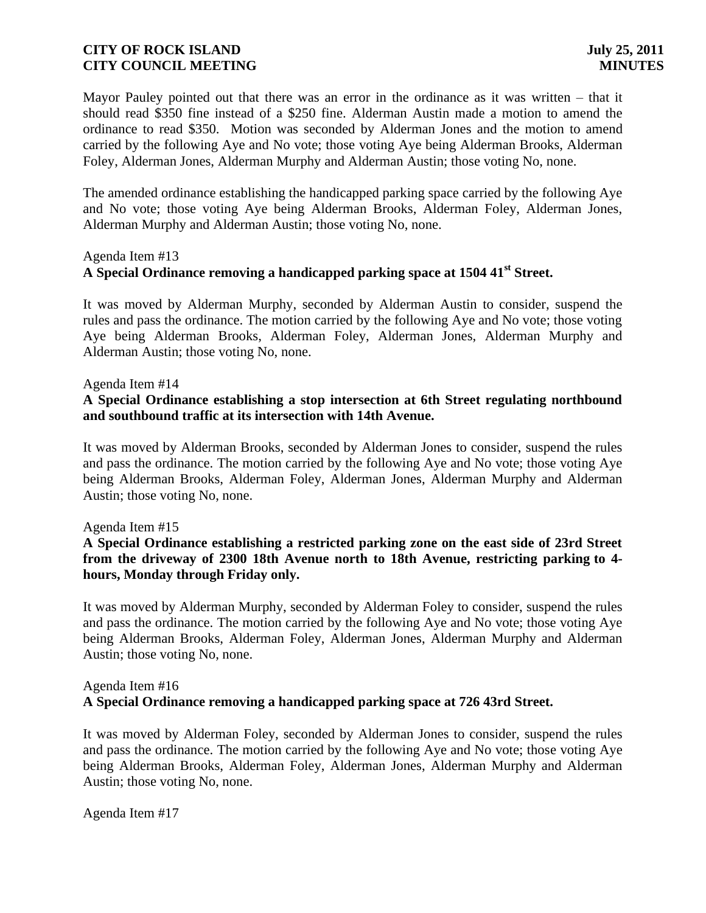Mayor Pauley pointed out that there was an error in the ordinance as it was written – that it should read \$350 fine instead of a \$250 fine. Alderman Austin made a motion to amend the ordinance to read \$350. Motion was seconded by Alderman Jones and the motion to amend carried by the following Aye and No vote; those voting Aye being Alderman Brooks, Alderman Foley, Alderman Jones, Alderman Murphy and Alderman Austin; those voting No, none.

The amended ordinance establishing the handicapped parking space carried by the following Aye and No vote; those voting Aye being Alderman Brooks, Alderman Foley, Alderman Jones, Alderman Murphy and Alderman Austin; those voting No, none.

Agenda Item #13
**A Special Ordinance removing a handicapped parking space at 1504 41st Street.**

It was moved by Alderman Murphy, seconded by Alderman Austin to consider, suspend the rules and pass the ordinance. The motion carried by the following Aye and No vote; those voting Aye being Alderman Brooks, Alderman Foley, Alderman Jones, Alderman Murphy and Alderman Austin; those voting No, none.

Agenda Item #14
**A Special Ordinance establishing a stop intersection at 6th Street regulating northbound and southbound traffic at its intersection with 14th Avenue.**

It was moved by Alderman Brooks, seconded by Alderman Jones to consider, suspend the rules and pass the ordinance. The motion carried by the following Aye and No vote; those voting Aye being Alderman Brooks, Alderman Foley, Alderman Jones, Alderman Murphy and Alderman Austin; those voting No, none.

Agenda Item #15
**A Special Ordinance establishing a restricted parking zone on the east side of 23rd Street from the driveway of 2300 18th Avenue north to 18th Avenue, restricting parking to 4-hours, Monday through Friday only.**

It was moved by Alderman Murphy, seconded by Alderman Foley to consider, suspend the rules and pass the ordinance. The motion carried by the following Aye and No vote; those voting Aye being Alderman Brooks, Alderman Foley, Alderman Jones, Alderman Murphy and Alderman Austin; those voting No, none.

Agenda Item #16
**A Special Ordinance removing a handicapped parking space at 726 43rd Street.**

It was moved by Alderman Foley, seconded by Alderman Jones to consider, suspend the rules and pass the ordinance. The motion carried by the following Aye and No vote; those voting Aye being Alderman Brooks, Alderman Foley, Alderman Jones, Alderman Murphy and Alderman Austin; those voting No, none.

Agenda Item #17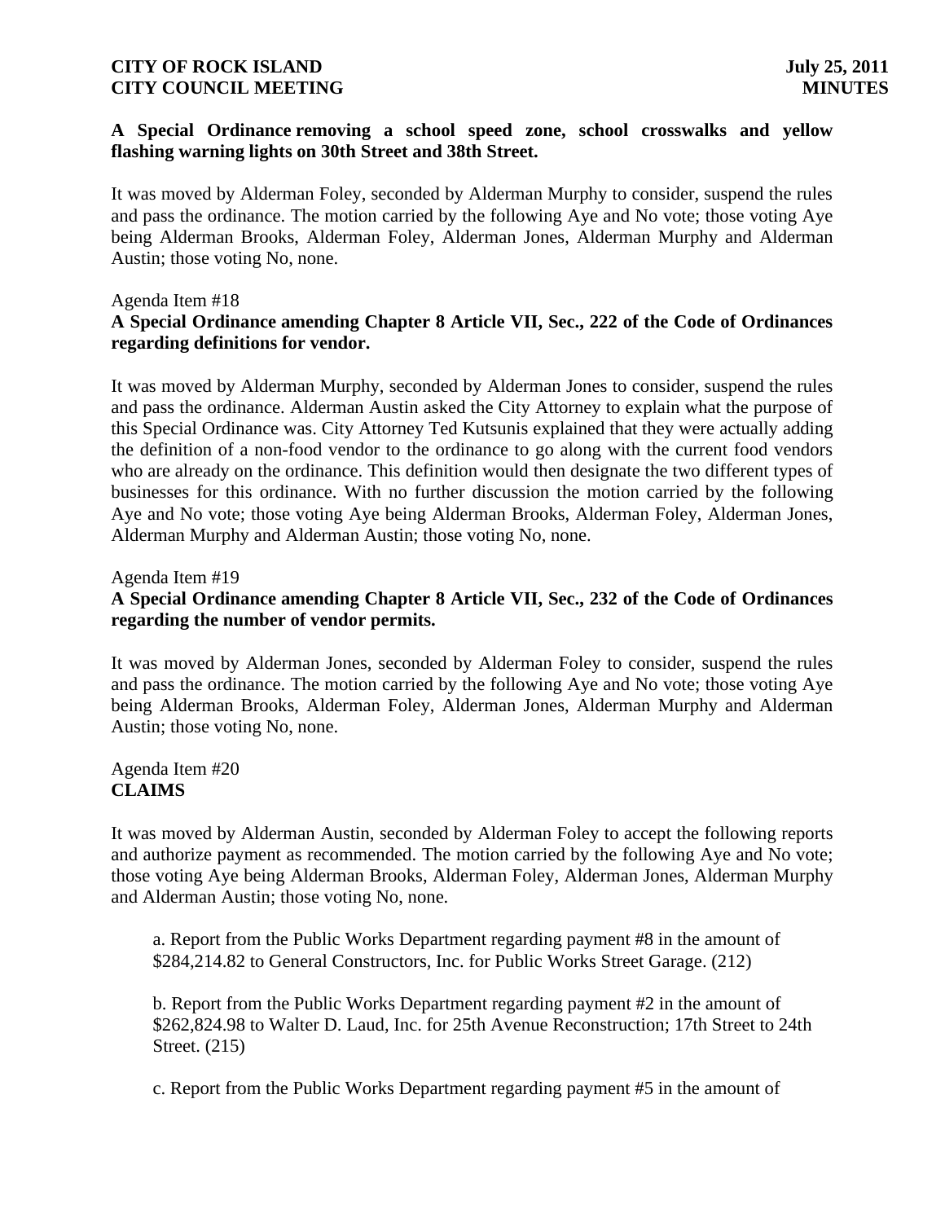**A Special Ordinance removing a school speed zone, school crosswalks and yellow flashing warning lights on 30th Street and 38th Street.**

It was moved by Alderman Foley, seconded by Alderman Murphy to consider, suspend the rules and pass the ordinance. The motion carried by the following Aye and No vote; those voting Aye being Alderman Brooks, Alderman Foley, Alderman Jones, Alderman Murphy and Alderman Austin; those voting No, none.

Agenda Item #18
**A Special Ordinance amending Chapter 8 Article VII, Sec., 222 of the Code of Ordinances regarding definitions for vendor.**

It was moved by Alderman Murphy, seconded by Alderman Jones to consider, suspend the rules and pass the ordinance. Alderman Austin asked the City Attorney to explain what the purpose of this Special Ordinance was. City Attorney Ted Kutsunis explained that they were actually adding the definition of a non-food vendor to the ordinance to go along with the current food vendors who are already on the ordinance. This definition would then designate the two different types of businesses for this ordinance. With no further discussion the motion carried by the following Aye and No vote; those voting Aye being Alderman Brooks, Alderman Foley, Alderman Jones, Alderman Murphy and Alderman Austin; those voting No, none.

Agenda Item #19
**A Special Ordinance amending Chapter 8 Article VII, Sec., 232 of the Code of Ordinances regarding the number of vendor permits.**

It was moved by Alderman Jones, seconded by Alderman Foley to consider, suspend the rules and pass the ordinance. The motion carried by the following Aye and No vote; those voting Aye being Alderman Brooks, Alderman Foley, Alderman Jones, Alderman Murphy and Alderman Austin; those voting No, none.

Agenda Item #20
**CLAIMS**

It was moved by Alderman Austin, seconded by Alderman Foley to accept the following reports and authorize payment as recommended. The motion carried by the following Aye and No vote; those voting Aye being Alderman Brooks, Alderman Foley, Alderman Jones, Alderman Murphy and Alderman Austin; those voting No, none.

a. Report from the Public Works Department regarding payment #8 in the amount of $284,214.82 to General Constructors, Inc. for Public Works Street Garage. (212)

b. Report from the Public Works Department regarding payment #2 in the amount of $262,824.98 to Walter D. Laud, Inc. for 25th Avenue Reconstruction; 17th Street to 24th Street. (215)

c. Report from the Public Works Department regarding payment #5 in the amount of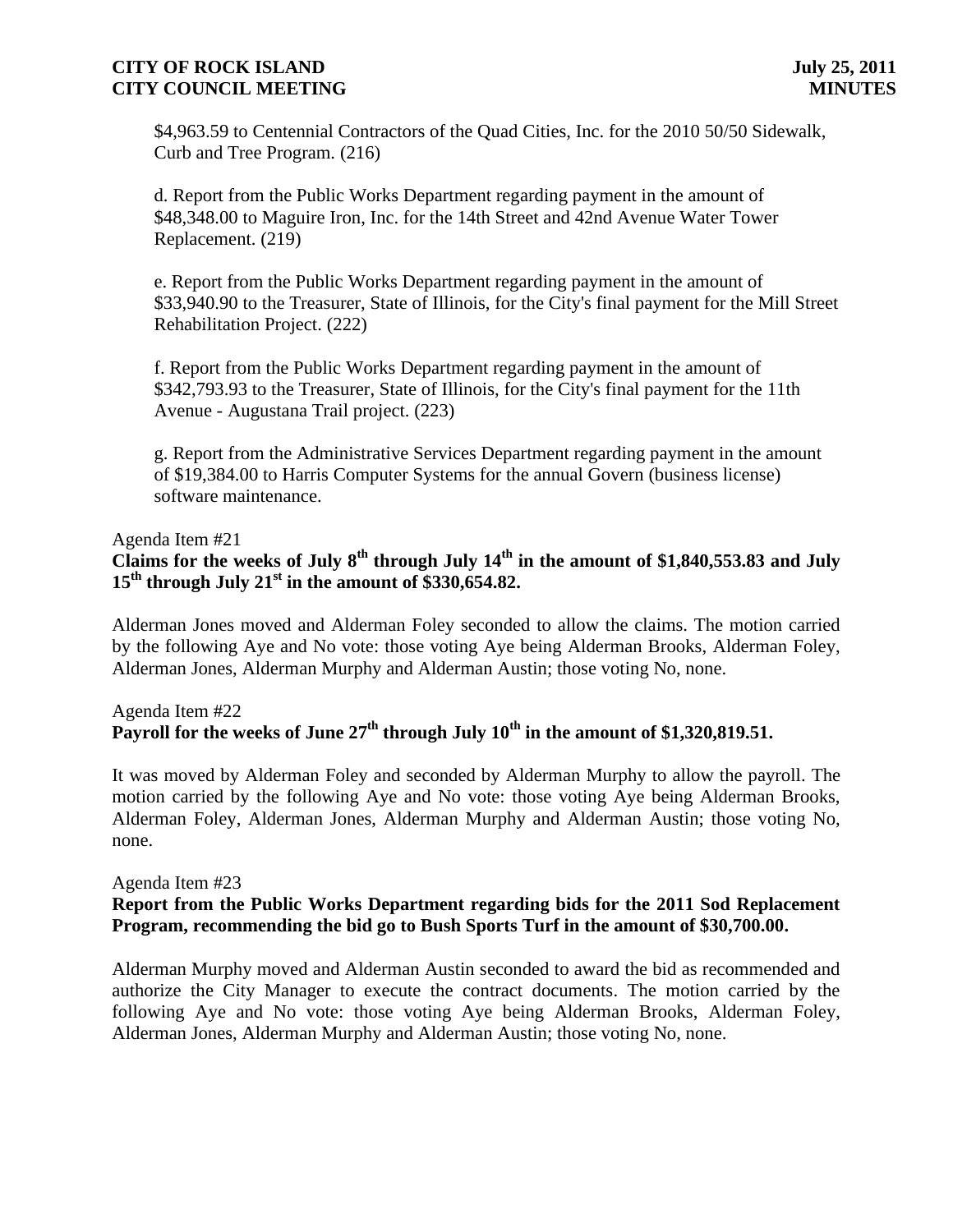$4,963.59 to Centennial Contractors of the Quad Cities, Inc. for the 2010 50/50 Sidewalk, Curb and Tree Program. (216)

d. Report from the Public Works Department regarding payment in the amount of $48,348.00 to Maguire Iron, Inc. for the 14th Street and 42nd Avenue Water Tower Replacement. (219)

e. Report from the Public Works Department regarding payment in the amount of $33,940.90 to the Treasurer, State of Illinois, for the City's final payment for the Mill Street Rehabilitation Project. (222)

f. Report from the Public Works Department regarding payment in the amount of $342,793.93 to the Treasurer, State of Illinois, for the City's final payment for the 11th Avenue - Augustana Trail project. (223)

g. Report from the Administrative Services Department regarding payment in the amount of $19,384.00 to Harris Computer Systems for the annual Govern (business license) software maintenance.

Agenda Item #21
**Claims for the weeks of July 8th through July 14th in the amount of $1,840,553.83 and July 15th through July 21st in the amount of $330,654.82.**

Alderman Jones moved and Alderman Foley seconded to allow the claims. The motion carried by the following Aye and No vote: those voting Aye being Alderman Brooks, Alderman Foley, Alderman Jones, Alderman Murphy and Alderman Austin; those voting No, none.

Agenda Item #22
**Payroll for the weeks of June 27th through July 10th in the amount of $1,320,819.51.**

It was moved by Alderman Foley and seconded by Alderman Murphy to allow the payroll. The motion carried by the following Aye and No vote: those voting Aye being Alderman Brooks, Alderman Foley, Alderman Jones, Alderman Murphy and Alderman Austin; those voting No, none.

Agenda Item #23
**Report from the Public Works Department regarding bids for the 2011 Sod Replacement Program, recommending the bid go to Bush Sports Turf in the amount of $30,700.00.**

Alderman Murphy moved and Alderman Austin seconded to award the bid as recommended and authorize the City Manager to execute the contract documents. The motion carried by the following Aye and No vote: those voting Aye being Alderman Brooks, Alderman Foley, Alderman Jones, Alderman Murphy and Alderman Austin; those voting No, none.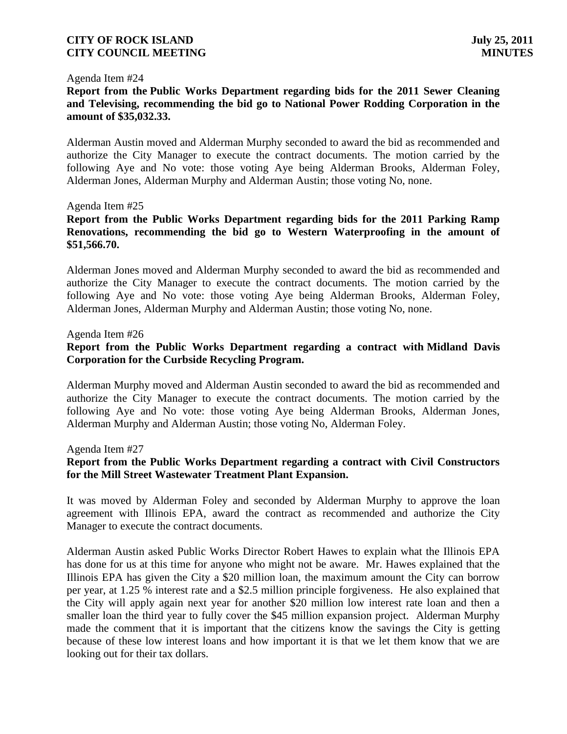Agenda Item #24

**Report from the Public Works Department regarding bids for the 2011 Sewer Cleaning and Televising, recommending the bid go to National Power Rodding Corporation in the amount of $35,032.33.**

Alderman Austin moved and Alderman Murphy seconded to award the bid as recommended and authorize the City Manager to execute the contract documents. The motion carried by the following Aye and No vote: those voting Aye being Alderman Brooks, Alderman Foley, Alderman Jones, Alderman Murphy and Alderman Austin; those voting No, none.

Agenda Item #25

**Report from the Public Works Department regarding bids for the 2011 Parking Ramp Renovations, recommending the bid go to Western Waterproofing in the amount of $51,566.70.**

Alderman Jones moved and Alderman Murphy seconded to award the bid as recommended and authorize the City Manager to execute the contract documents. The motion carried by the following Aye and No vote: those voting Aye being Alderman Brooks, Alderman Foley, Alderman Jones, Alderman Murphy and Alderman Austin; those voting No, none.

Agenda Item #26

**Report from the Public Works Department regarding a contract with Midland Davis Corporation for the Curbside Recycling Program.**

Alderman Murphy moved and Alderman Austin seconded to award the bid as recommended and authorize the City Manager to execute the contract documents. The motion carried by the following Aye and No vote: those voting Aye being Alderman Brooks, Alderman Jones, Alderman Murphy and Alderman Austin; those voting No, Alderman Foley.

Agenda Item #27

**Report from the Public Works Department regarding a contract with Civil Constructors for the Mill Street Wastewater Treatment Plant Expansion.**

It was moved by Alderman Foley and seconded by Alderman Murphy to approve the loan agreement with Illinois EPA, award the contract as recommended and authorize the City Manager to execute the contract documents.

Alderman Austin asked Public Works Director Robert Hawes to explain what the Illinois EPA has done for us at this time for anyone who might not be aware. Mr. Hawes explained that the Illinois EPA has given the City a $20 million loan, the maximum amount the City can borrow per year, at 1.25 % interest rate and a $2.5 million principle forgiveness. He also explained that the City will apply again next year for another $20 million low interest rate loan and then a smaller loan the third year to fully cover the $45 million expansion project. Alderman Murphy made the comment that it is important that the citizens know the savings the City is getting because of these low interest loans and how important it is that we let them know that we are looking out for their tax dollars.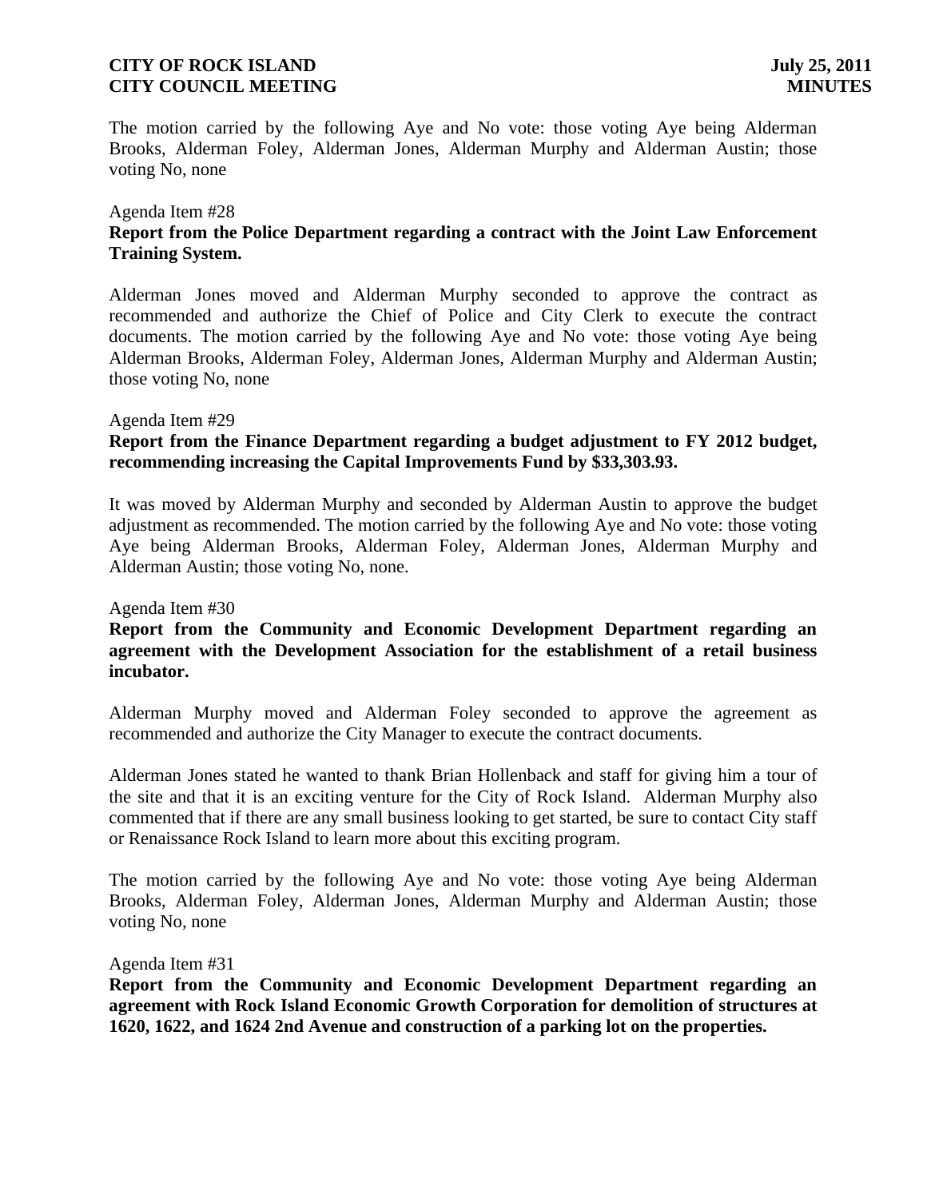The motion carried by the following Aye and No vote: those voting Aye being Alderman Brooks, Alderman Foley, Alderman Jones, Alderman Murphy and Alderman Austin; those voting No, none

Agenda Item #28

**Report from the Police Department regarding a contract with the Joint Law Enforcement Training System.**

Alderman Jones moved and Alderman Murphy seconded to approve the contract as recommended and authorize the Chief of Police and City Clerk to execute the contract documents. The motion carried by the following Aye and No vote: those voting Aye being Alderman Brooks, Alderman Foley, Alderman Jones, Alderman Murphy and Alderman Austin; those voting No, none

Agenda Item #29

**Report from the Finance Department regarding a budget adjustment to FY 2012 budget, recommending increasing the Capital Improvements Fund by $33,303.93.**

It was moved by Alderman Murphy and seconded by Alderman Austin to approve the budget adjustment as recommended. The motion carried by the following Aye and No vote: those voting Aye being Alderman Brooks, Alderman Foley, Alderman Jones, Alderman Murphy and Alderman Austin; those voting No, none.

Agenda Item #30

**Report from the Community and Economic Development Department regarding an agreement with the Development Association for the establishment of a retail business incubator.**

Alderman Murphy moved and Alderman Foley seconded to approve the agreement as recommended and authorize the City Manager to execute the contract documents.

Alderman Jones stated he wanted to thank Brian Hollenback and staff for giving him a tour of the site and that it is an exciting venture for the City of Rock Island. Alderman Murphy also commented that if there are any small business looking to get started, be sure to contact City staff or Renaissance Rock Island to learn more about this exciting program.

The motion carried by the following Aye and No vote: those voting Aye being Alderman Brooks, Alderman Foley, Alderman Jones, Alderman Murphy and Alderman Austin; those voting No, none

Agenda Item #31

**Report from the Community and Economic Development Department regarding an agreement with Rock Island Economic Growth Corporation for demolition of structures at 1620, 1622, and 1624 2nd Avenue and construction of a parking lot on the properties.**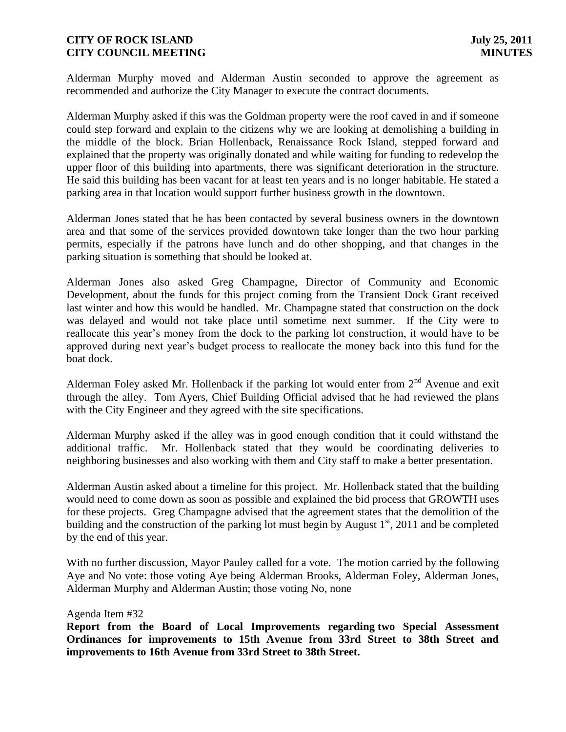Alderman Murphy moved and Alderman Austin seconded to approve the agreement as recommended and authorize the City Manager to execute the contract documents.

Alderman Murphy asked if this was the Goldman property were the roof caved in and if someone could step forward and explain to the citizens why we are looking at demolishing a building in the middle of the block. Brian Hollenback, Renaissance Rock Island, stepped forward and explained that the property was originally donated and while waiting for funding to redevelop the upper floor of this building into apartments, there was significant deterioration in the structure. He said this building has been vacant for at least ten years and is no longer habitable. He stated a parking area in that location would support further business growth in the downtown.

Alderman Jones stated that he has been contacted by several business owners in the downtown area and that some of the services provided downtown take longer than the two hour parking permits, especially if the patrons have lunch and do other shopping, and that changes in the parking situation is something that should be looked at.

Alderman Jones also asked Greg Champagne, Director of Community and Economic Development, about the funds for this project coming from the Transient Dock Grant received last winter and how this would be handled. Mr. Champagne stated that construction on the dock was delayed and would not take place until sometime next summer. If the City were to reallocate this year's money from the dock to the parking lot construction, it would have to be approved during next year's budget process to reallocate the money back into this fund for the boat dock.

Alderman Foley asked Mr. Hollenback if the parking lot would enter from 2nd Avenue and exit through the alley. Tom Ayers, Chief Building Official advised that he had reviewed the plans with the City Engineer and they agreed with the site specifications.

Alderman Murphy asked if the alley was in good enough condition that it could withstand the additional traffic. Mr. Hollenback stated that they would be coordinating deliveries to neighboring businesses and also working with them and City staff to make a better presentation.

Alderman Austin asked about a timeline for this project. Mr. Hollenback stated that the building would need to come down as soon as possible and explained the bid process that GROWTH uses for these projects. Greg Champagne advised that the agreement states that the demolition of the building and the construction of the parking lot must begin by August 1st, 2011 and be completed by the end of this year.

With no further discussion, Mayor Pauley called for a vote. The motion carried by the following Aye and No vote: those voting Aye being Alderman Brooks, Alderman Foley, Alderman Jones, Alderman Murphy and Alderman Austin; those voting No, none

Agenda Item #32

**Report from the Board of Local Improvements regarding two Special Assessment Ordinances for improvements to 15th Avenue from 33rd Street to 38th Street and improvements to 16th Avenue from 33rd Street to 38th Street.**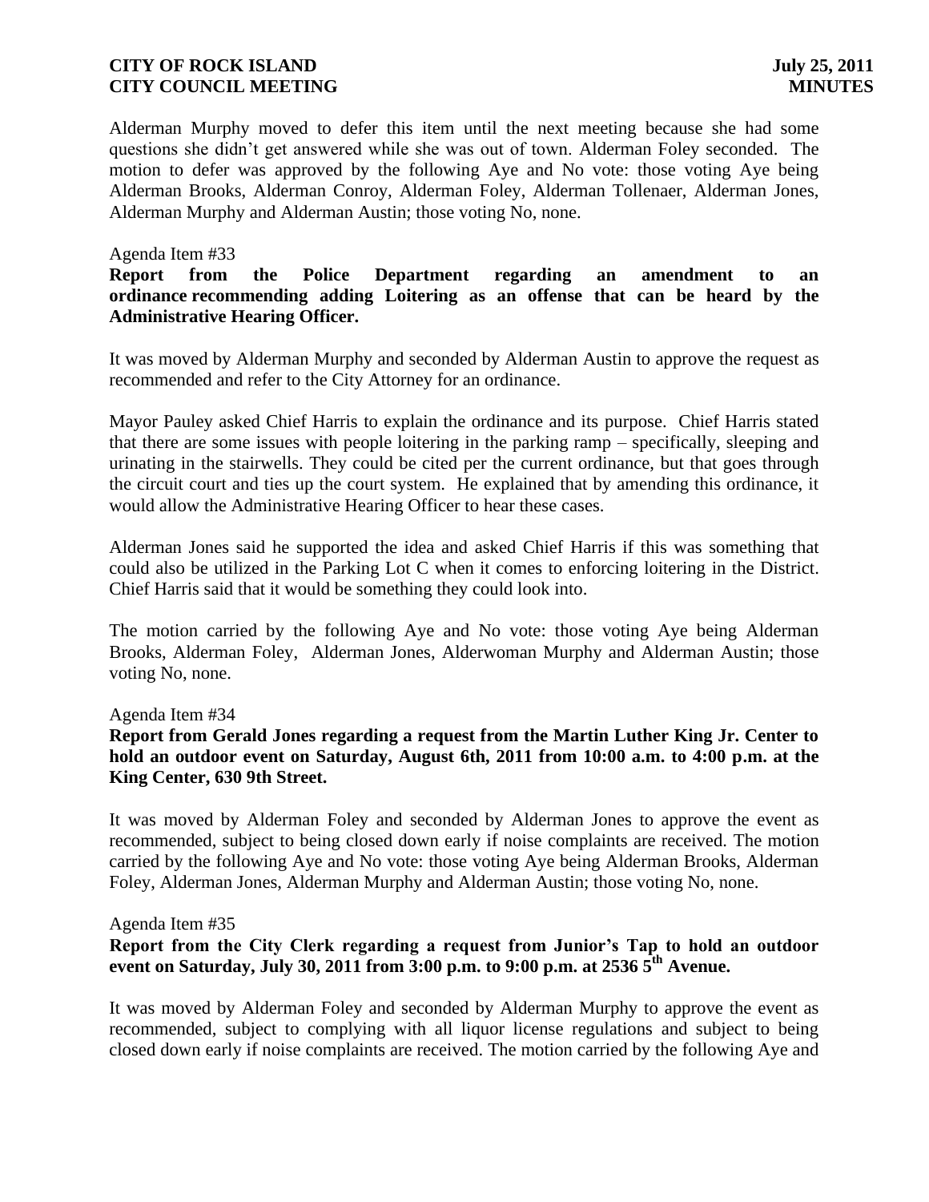Alderman Murphy moved to defer this item until the next meeting because she had some questions she didn't get answered while she was out of town. Alderman Foley seconded. The motion to defer was approved by the following Aye and No vote: those voting Aye being Alderman Brooks, Alderman Conroy, Alderman Foley, Alderman Tollenaer, Alderman Jones, Alderman Murphy and Alderman Austin; those voting No, none.

Agenda Item #33

**Report from the Police Department regarding an amendment to an ordinance recommending adding Loitering as an offense that can be heard by the Administrative Hearing Officer.**

It was moved by Alderman Murphy and seconded by Alderman Austin to approve the request as recommended and refer to the City Attorney for an ordinance.

Mayor Pauley asked Chief Harris to explain the ordinance and its purpose. Chief Harris stated that there are some issues with people loitering in the parking ramp – specifically, sleeping and urinating in the stairwells. They could be cited per the current ordinance, but that goes through the circuit court and ties up the court system. He explained that by amending this ordinance, it would allow the Administrative Hearing Officer to hear these cases.

Alderman Jones said he supported the idea and asked Chief Harris if this was something that could also be utilized in the Parking Lot C when it comes to enforcing loitering in the District. Chief Harris said that it would be something they could look into.

The motion carried by the following Aye and No vote: those voting Aye being Alderman Brooks, Alderman Foley, Alderman Jones, Alderwoman Murphy and Alderman Austin; those voting No, none.

Agenda Item #34

**Report from Gerald Jones regarding a request from the Martin Luther King Jr. Center to hold an outdoor event on Saturday, August 6th, 2011 from 10:00 a.m. to 4:00 p.m. at the King Center, 630 9th Street.**

It was moved by Alderman Foley and seconded by Alderman Jones to approve the event as recommended, subject to being closed down early if noise complaints are received. The motion carried by the following Aye and No vote: those voting Aye being Alderman Brooks, Alderman Foley, Alderman Jones, Alderman Murphy and Alderman Austin; those voting No, none.

Agenda Item #35

**Report from the City Clerk regarding a request from Junior's Tap to hold an outdoor event on Saturday, July 30, 2011 from 3:00 p.m. to 9:00 p.m. at 2536 5th Avenue.**

It was moved by Alderman Foley and seconded by Alderman Murphy to approve the event as recommended, subject to complying with all liquor license regulations and subject to being closed down early if noise complaints are received. The motion carried by the following Aye and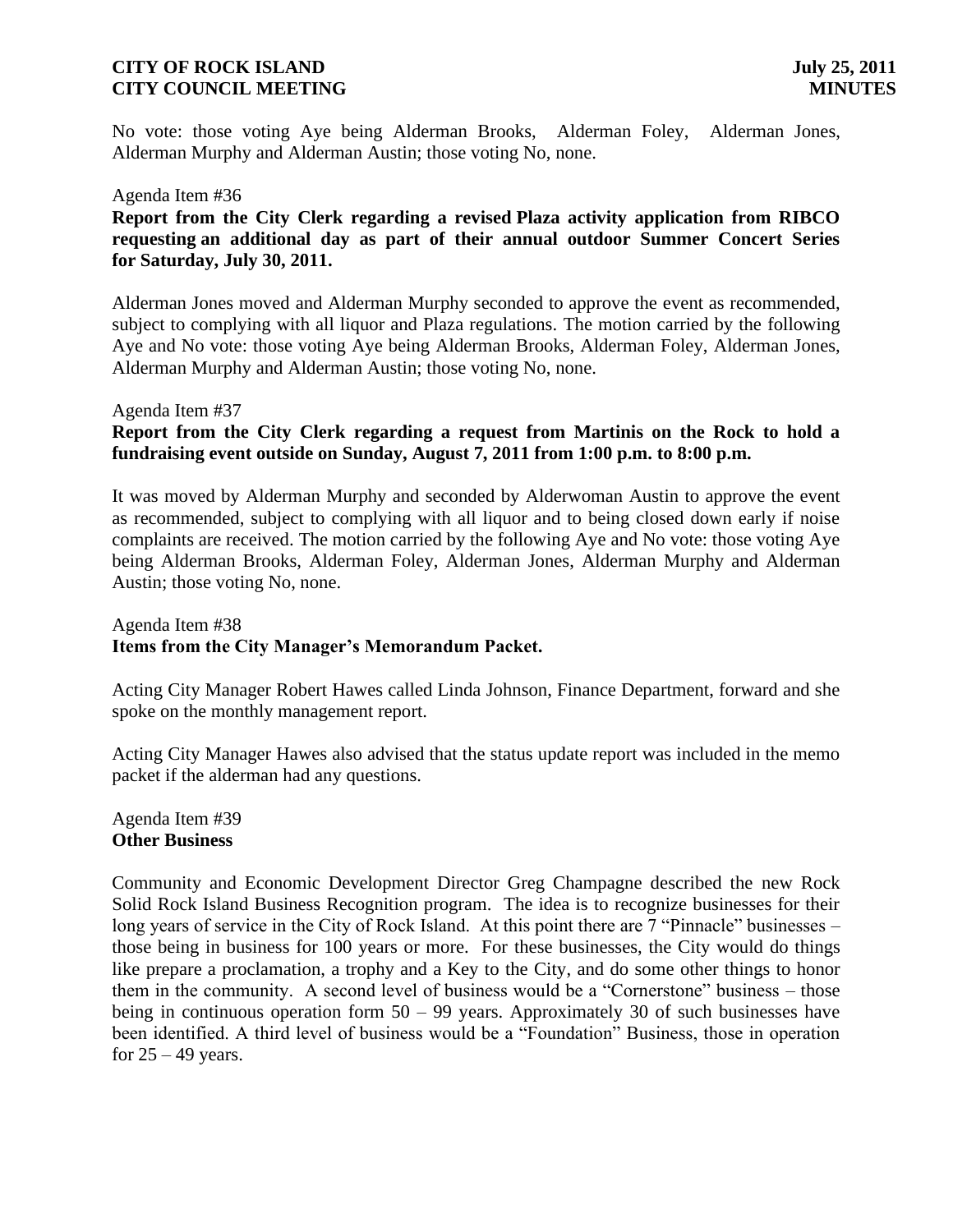No vote: those voting Aye being Alderman Brooks, Alderman Foley, Alderman Jones, Alderman Murphy and Alderman Austin; those voting No, none.

Agenda Item #36

**Report from the City Clerk regarding a revised Plaza activity application from RIBCO requesting an additional day as part of their annual outdoor Summer Concert Series for Saturday, July 30, 2011.**

Alderman Jones moved and Alderman Murphy seconded to approve the event as recommended, subject to complying with all liquor and Plaza regulations. The motion carried by the following Aye and No vote: those voting Aye being Alderman Brooks, Alderman Foley, Alderman Jones, Alderman Murphy and Alderman Austin; those voting No, none.

Agenda Item #37

**Report from the City Clerk regarding a request from Martinis on the Rock to hold a fundraising event outside on Sunday, August 7, 2011 from 1:00 p.m. to 8:00 p.m.**

It was moved by Alderman Murphy and seconded by Alderwoman Austin to approve the event as recommended, subject to complying with all liquor and to being closed down early if noise complaints are received. The motion carried by the following Aye and No vote: those voting Aye being Alderman Brooks, Alderman Foley, Alderman Jones, Alderman Murphy and Alderman Austin; those voting No, none.

Agenda Item #38

**Items from the City Manager's Memorandum Packet.**

Acting City Manager Robert Hawes called Linda Johnson, Finance Department, forward and she spoke on the monthly management report.

Acting City Manager Hawes also advised that the status update report was included in the memo packet if the alderman had any questions.

Agenda Item #39

**Other Business**

Community and Economic Development Director Greg Champagne described the new Rock Solid Rock Island Business Recognition program. The idea is to recognize businesses for their long years of service in the City of Rock Island. At this point there are 7 "Pinnacle" businesses – those being in business for 100 years or more. For these businesses, the City would do things like prepare a proclamation, a trophy and a Key to the City, and do some other things to honor them in the community. A second level of business would be a "Cornerstone" business – those being in continuous operation form 50 – 99 years. Approximately 30 of such businesses have been identified. A third level of business would be a "Foundation" Business, those in operation for 25 – 49 years.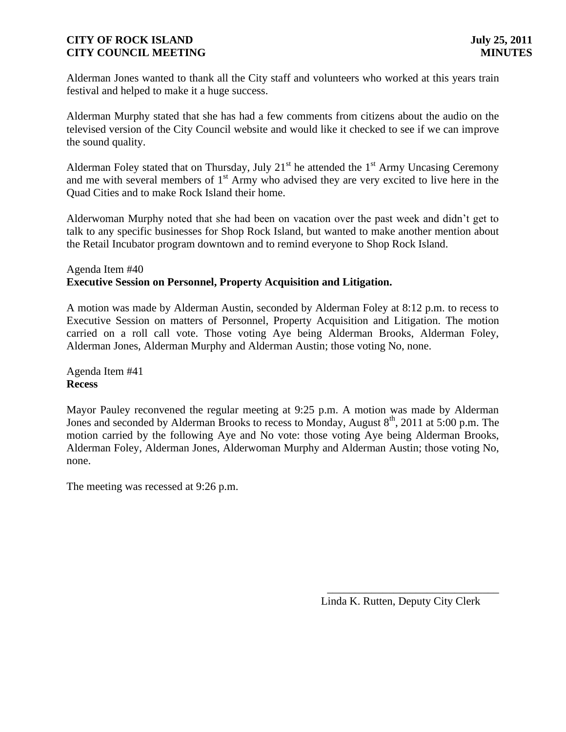Alderman Jones wanted to thank all the City staff and volunteers who worked at this years train festival and helped to make it a huge success.

Alderman Murphy stated that she has had a few comments from citizens about the audio on the televised version of the City Council website and would like it checked to see if we can improve the sound quality.

Alderman Foley stated that on Thursday, July 21st he attended the 1st Army Uncasing Ceremony and me with several members of 1st Army who advised they are very excited to live here in the Quad Cities and to make Rock Island their home.

Alderwoman Murphy noted that she had been on vacation over the past week and didn't get to talk to any specific businesses for Shop Rock Island, but wanted to make another mention about the Retail Incubator program downtown and to remind everyone to Shop Rock Island.

Agenda Item #40
**Executive Session on Personnel, Property Acquisition and Litigation.**

A motion was made by Alderman Austin, seconded by Alderman Foley at 8:12 p.m. to recess to Executive Session on matters of Personnel, Property Acquisition and Litigation. The motion carried on a roll call vote. Those voting Aye being Alderman Brooks, Alderman Foley, Alderman Jones, Alderman Murphy and Alderman Austin; those voting No, none.

Agenda Item #41
**Recess**

Mayor Pauley reconvened the regular meeting at 9:25 p.m. A motion was made by Alderman Jones and seconded by Alderman Brooks to recess to Monday, August 8th, 2011 at 5:00 p.m. The motion carried by the following Aye and No vote: those voting Aye being Alderman Brooks, Alderman Foley, Alderman Jones, Alderwoman Murphy and Alderman Austin; those voting No, none.

The meeting was recessed at 9:26 p.m.

\_\_\_\_\_\_\_\_\_\_\_\_\_\_\_\_\_\_\_\_\_\_\_\_\_\_\_\_\_\_

Linda K. Rutten, Deputy City Clerk